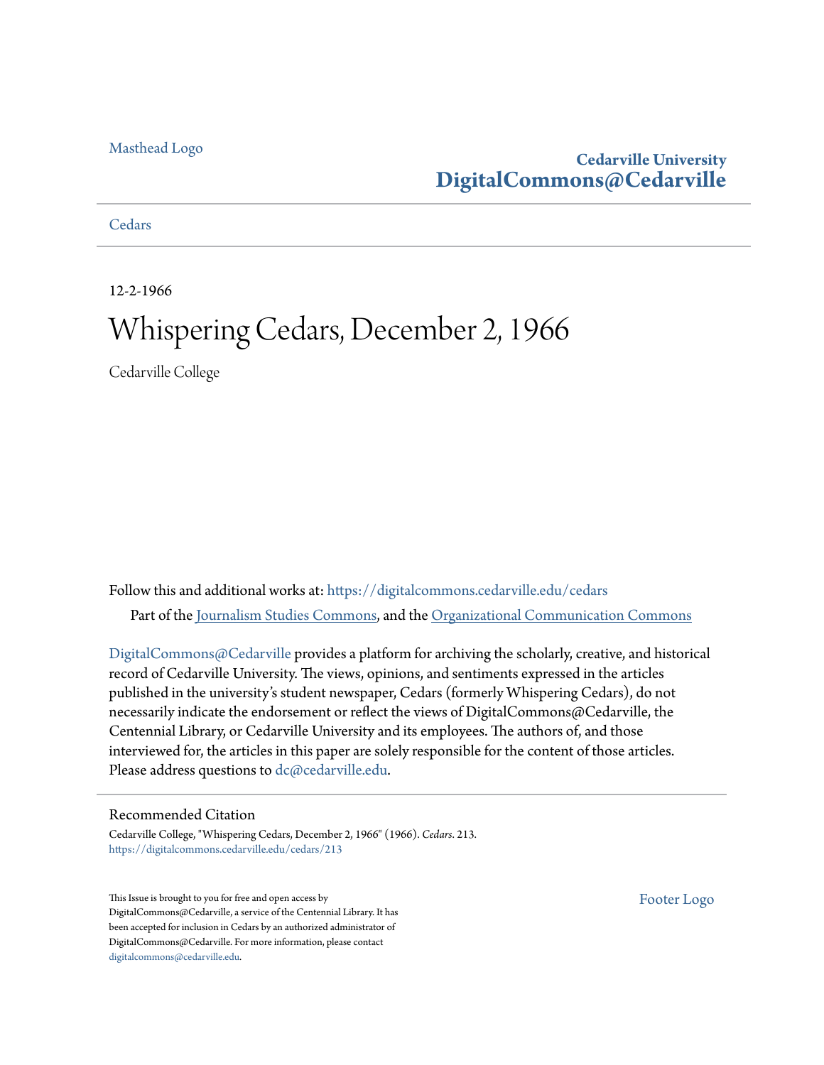Masthead Logo

**Cedarville University**
**DigitalCommons@Cedarville**

Cedars

12-2-1966

# Whispering Cedars, December 2, 1966

Cedarville College

Follow this and additional works at: https://digitalcommons.cedarville.edu/cedars

Part of the Journalism Studies Commons, and the Organizational Communication Commons

DigitalCommons@Cedarville provides a platform for archiving the scholarly, creative, and historical record of Cedarville University. The views, opinions, and sentiments expressed in the articles published in the university's student newspaper, Cedars (formerly Whispering Cedars), do not necessarily indicate the endorsement or reflect the views of DigitalCommons@Cedarville, the Centennial Library, or Cedarville University and its employees. The authors of, and those interviewed for, the articles in this paper are solely responsible for the content of those articles. Please address questions to dc@cedarville.edu.

## Recommended Citation

Cedarville College, "Whispering Cedars, December 2, 1966" (1966). *Cedars*. 213.
https://digitalcommons.cedarville.edu/cedars/213

This Issue is brought to you for free and open access by DigitalCommons@Cedarville, a service of the Centennial Library. It has been accepted for inclusion in Cedars by an authorized administrator of DigitalCommons@Cedarville. For more information, please contact digitalcommons@cedarville.edu.

Footer Logo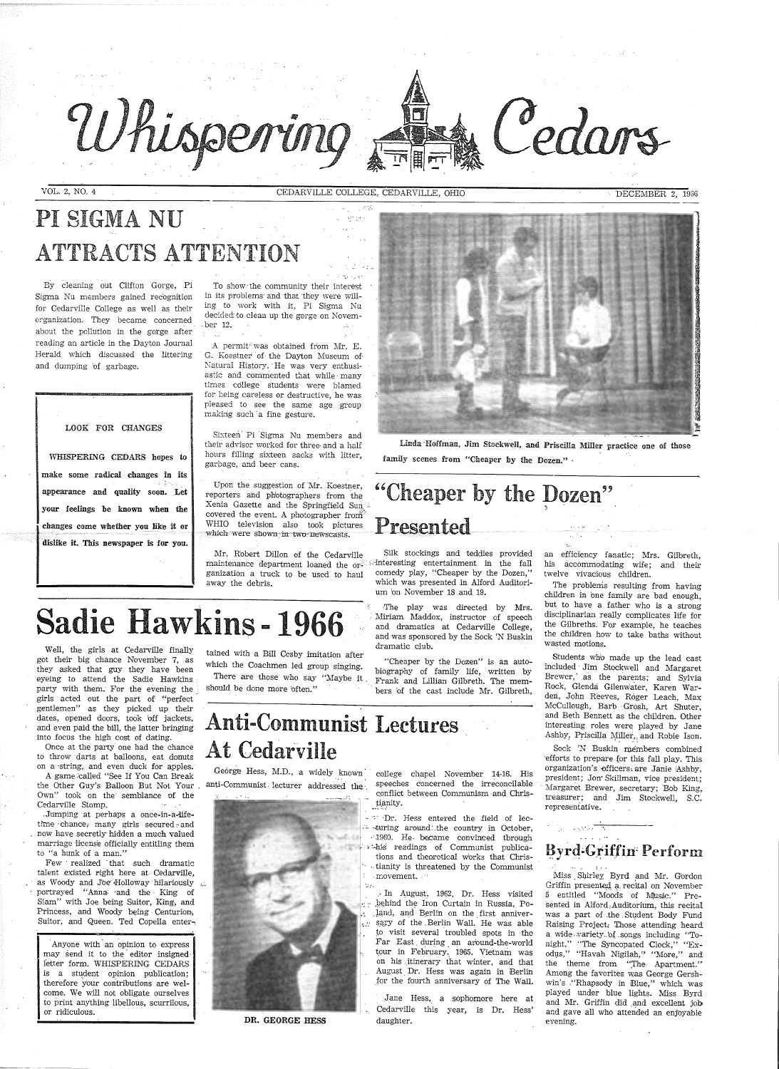# Whispering Cedars

VOL. 2, NO. 4 — CEDARVILLE COLLEGE, CEDARVILLE, OHIO — DECEMBER 2, 1966

## PI SIGMA NU ATTRACTS ATTENTION

By cleaning out Clifton Gorge, Pi Sigma Nu members gained recognition for Cedarville College as well as their organization. They became concerned about the pollution in the gorge after reading an article in the Dayton Journal Herald which discussed the littering and dumping of garbage.

To show the community their interest in its problems and that they were willing to work with it, Pi Sigma Nu decided to clean up the gorge on November 12.

A permit was obtained from Mr. E. G. Koestner of the Dayton Museum of Natural History. He was very enthusiastic and commented that while many times college students were blamed for being careless or destructive, he was pleased to see the same age group making such a fine gesture.

Sixteen Pi Sigma Nu members and their advisor worked for three and a half hours filling sixteen sacks with litter, garbage, and beer cans.

Upon the suggestion of Mr. Koestner, reporters and photographers from the Xenia Gazette and the Springfield Sun covered the event. A photographer from WHIO television also took pictures which were shown in two newscasts.

Mr. Robert Dillon of the Cedarville maintenance department loaned the organization a truck to be used to haul away the debris.

> **LOOK FOR CHANGES**
>
> **WHISPERING CEDARS hopes to make some radical changes in its appearance and quality soon. Let your feelings be known when the changes come whether you like it or dislike it. This newspaper is for you.**

Linda Hoffman, Jim Stockwell, and Priscilla Miller practice one of those family scenes from "Cheaper by the Dozen."

## "Cheaper by the Dozen" Presented

Silk stockings and teddies provided interesting entertainment in the fall comedy play, "Cheaper by the Dozen," which was presented in Alford Auditorium on November 18 and 19.

The play was directed by Mrs. Miriam Maddox, instructor of speech and dramatics at Cedarville College, and was sponsored by the Sock 'N Buskin dramatic club.

"Cheaper by the Dozen" is an autobiography of family life, written by Frank and Lillian Gilbreth. The members of the cast include Mr. Gilbreth, an efficiency fanatic; Mrs. Gilbreth, his accommodating wife; and their twelve vivacious children.

The problems resulting from having children in one family are bad enough, but to have a father who is a strong disciplinarian really complicates life for the Gilbreths. For example, he teaches the children how to take baths without wasted motions.

Students who made up the lead cast included Jim Stockwell and Margaret Brewer, as the parents; and Sylvia Rock, Glenda Gilenwater, Karen Warden, John Reeves, Roger Leach, Max McCullough, Barb Grosh, Art Shuter, and Beth Bennett as the children. Other interesting roles were played by Jane Ashby, Priscilla Miller, and Robie Ison.

Sock 'N Buskin members combined efforts to prepare for this fall play. This organization's officers are Janie Ashby, president; Jon Skillman, vice president; Margaret Brewer, secretary; Bob King, treasurer; and Jim Stockwell, S.C. representative.

## Sadie Hawkins - 1966

Well, the girls at Cedarville finally got their big chance November 7, as they asked that guy they have been eyeing to attend the Sadie Hawkins party with them. For the evening the girls acted out the part of "perfect gentlemen" as they picked up their dates, opened doors, took off jackets, and even paid the bill, the latter bringing into focus the high cost of dating.

Once at the party one had the chance to throw darts at balloons, eat donuts on a string, and even duck for apples.

A game called "See If You Can Break the Other Guy's Balloon But Not Your Own" took on the semblance of the Cedarville Stomp.

Jumping at perhaps a once-in-a-life-time chance, many girls secured and now have secretly hidden a much valued marriage license officially entitling them to "a hunk of a man."

Few realized that such dramatic talent existed right here at Cedarville, as Woody and Joe Holloway hilariously portrayed "Anna and the King of Siam" with Joe being Suitor, King, and Princess, and Woody being Centurion, Suitor, and Queen. Ted Copella entertained with a Bill Cosby imitation after which the Coachmen led group singing.

There are those who say "Maybe it should be done more often."

> Anyone with an opinion to express may send it to the editor insigned letter form. WHISPERING CEDARS is a student opinion publication; therefore your contributions are welcome. We will not obligate ourselves to print anything libellous, scurrilous, or ridiculous.

## Anti-Communist Lectures At Cedarville

George Hess, M.D., a widely known anti-Communist lecturer addressed the college chapel November 14-16. His speeches concerned the irreconcilable conflict between Communism and Christianity.

DR. GEORGE HESS

Dr. Hess entered the field of lecturing around the country in October, 1960. He became convinced through his readings of Communist publications and theoretical works that Christianity is threatened by the Communist movement.

In August, 1962, Dr. Hess visited behind the Iron Curtain in Russia, Poland, and Berlin on the first anniversary of the Berlin Wall. He was able to visit several troubled spots in the Far East during an around-the-world tour in February, 1965. Vietnam was on his itinerary that winter, and that August Dr. Hess was again in Berlin for the fourth anniversary of The Wall.

Jane Hess, a sophomore here at Cedarville this year, is Dr. Hess' daughter.

## Byrd-Griffin Perform

Miss Shirley Byrd and Mr. Gordon Griffin presented a recital on November 5 entitled "Moods of Music." Presented in Alford Auditorium, this recital was a part of the Student Body Fund Raising Project. Those attending heard a wide variety of songs including "Tonight," "The Syncopated Clock," "Exodus," "Havah Nagilah," "More," and the theme from "The Apartment." Among the favorites was George Gershwin's "Rhapsody in Blue," which was played under blue lights. Miss Byrd and Mr. Griffin did and excellent job and gave all who attended an enjoyable evening.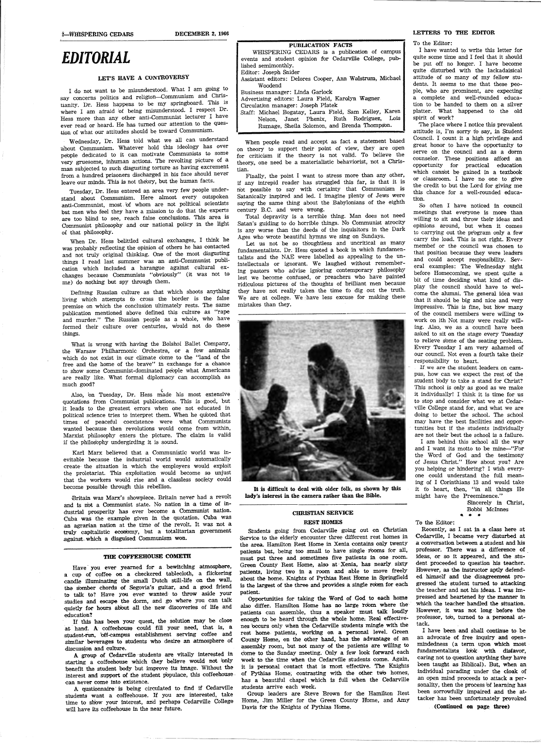# EDITORIAL

### LET'S HAVE A CONTROVERSY

I do not want to be misunderstood. What I am going to say concerns politics and religion—Communism and Christianity. Dr. Hess happens to be my springboard. This is where I am afraid of being misunderstood. I respect Dr. Hess more than any other anti-Communist lecturer I have ever read or heard. He has turned our attention to the question of what our attitudes should be toward Communism.

Wednesday, Dr. Hess told what we all can understand about Communism. Whatever hold this ideology has over people dedicated to it can motivate Communists to some very gruesome, inhuman actions. The revolting picture of a man subjected to such disgusting torture as having excrement from a hundred prisoners discharged in his face should never leave our minds. This is not theory, but the human facts.

Tuesday, Dr. Hess entered an area very few people understand about Communism. Here almost every outspoken anti-Communist, most of whom are not political scientists but men who feel they have a mission to do that the experts are too blind to see, reach false conclusions. This area is Communist philosophy and our national policy in the light of that philosophy.

When Dr. Hess belittled cultural exchanges, I think he was probably reflecting the opinion of others he has contacted and not truly original thinking. One of the most disgusting things I read last summer was an anti-Communist publication which included a harangue against cultural exchanges because Communists "obviously" (it was not to me) do nothing but spy through them.

Defining Russian culture as that which shoots anything living which attempts to cross the border is the false premise on which the conclusion ultimately rests. The same publication mentioned above defined this culture as "rape and murder." The Russian people as a whole, who have formed their culture over centuries, would not do these things.

What is wrong with having the Bolshoi Ballet Company, the Warsaw Philharmonic Orchestra, or a few animals which do not exist in our climate come to the "land of the free and the home of the brave" in exchange for a chance to show some Communist-dominated people what Americans are really like. What formal diplomacy can accomplish as much good?

Also, on Tuesday, Dr. Hess made his most extensive quotations from Communist publications. This is good, but it leads to the greatest errors when one not educated in political science tries to interpret them. When he quoted that times of peaceful coexistence were what Communists wanted because then revolutions would come from within, Marxist philosophy enters the picture. The claim is valid if the philosophy undergirding it is sound.

Karl Marx believed that a Communistic world was inevitable because the industrial world would automatically create the situation in which the employers would exploit the proletariat. This exploitation would become so unjust that the workers would rise and a classless society could become possible through this rebellion.

Britain was Marx's showpiece. Britain never had a revolt and is not a Communist state. No nation in a time of industrial prosperity has ever become a Communist nation. Cuba was the example given in the quotation. Cuba was an agrarian nation at the time of the revolt. It was not a truly capitalistic economy, but a totalitarian government against which a disguised Communism won.

When people read and accept as fact a statement based on theory to support their point of view, they are open for criticism if the theory is not valid. To believe the theory, one need be a materialistic behaviorist, not a Christian.

Finally, the point I want to stress more than any other, if any intrepid reader has struggled this far, is that it is not possible to say with certainty that Communism is Satanically inspired and led. I imagine plenty of Jews were saying the same thing about the Babylonians of the eighth century B.C. and were wrong.

Total depravity is a terrible thing. Man does not need Satan's guiding to do horrible things. No Communist atrocity is any worse than the deeds of the inquisitors in the Dark Ages who wrote beautiful hymns we sing on Sundays.

Let us not be so thoughtless and uncritical as many fundamentalists. Dr. Hess quoted a book in which fundamentalists and the NAE were labelled as appealing to the unintellectuals or ignorant. We laughed without remembering pastors who advise ignoring contemporary philosophy lest we become confused, or preachers who have painted ridiculous pictures of the thoughts of brilliant men because they have not really taken the time to dig out the truth. We are at college. We have less excuse for making these mistakes than they.

### THE COFFEEHOUSE COMETH

Have you ever yearned for a bewitching atmosphere, a cup of coffee on a checkered tablecloth, a flickering candle illuminating the small Dutch still-life on the wall, the somber chords of Segovia's guitar, and a good friend to talk to? Have you ever wanted to throw aside your studies and escape the dorm, and go where you can talk quietly for hours about all the new discoveries of life and education?

If this has been your quest, the solution may be close at hand. A coffeehouse could fill your need, that is, a student-run, off-campus establishment serving coffee and similar beverages to students who desire an atmosphere of discussion and culture.

A group of Cedarville students are vitally interested in starting a coffeehouse which they believe would not only benefit the student body but improve its image. Without the interest and support of the student populace, this coffeehouse can never come into existence.

A questionnaire is being circulated to find if Cedarville students want a coffeehouse. If you are interested, take time to show your interest, and perhaps Cedarville College will have its coffeehouse in the near future.

---

**PUBLICATION FACTS**

WHISPERING CEDARS is a publication of campus events and student opinion for Cedarville College, published semimonthly.

Editor: Joseph Snider

Assistant editors: Delores Cooper, Ann Walstrum, Michael Woodend

Business manager: Linda Garlock

Advertising editors: Laura Field, Karolyn Wagner

Circulation manager: Joseph Platek

Staff: Michael Bogatay, Laura Field, Sam Kelley, Karen Nelson, Janet Phenix, Ruth Rodriguez, Lois Rumage, Sheila Solomon, and Brenda Thompson.

---

**It is difficult to deal with older folk, as shown by this lady's interest in the camera rather than the Bible.**

### CHRISTIAN SERVICE

#### REST HOMES

Students going from Cedarville going out on Christian Service to the elderly encounter three different rest homes in the area. Hamilton Rest Home in Xenia contains only twenty patients but, being too small to have single rooms for all, must put three and sometimes five patients in one room. Green County Rest Home, also at Xenia, has nearly sixty patients, living two in a room and able to move freely about the home. Knights of Pythias Rest Home in Springfield is the largest of the three and provides a single room for each patient.

Opportunities for taking the Word of God to each home also differ. Hamilton Home has no large room where the patients can assemble, thus a speaker must talk loudly enough to be heard through the whole home. Real effectiveness occurs only when the Cedarville students mingle with the rest home patients, working on a personal level. Green County Home, on the other hand, has the advantage of an assembly room, but not many of the patients are willing to come to the Sunday meeting. Only a few look forward each week to the time when the Cedarville students come. Again, it is personal contact that is most effective. The Knights of Pythias Home, contrasting with the other two homes, has a beautiful chapel which is full when the Cedarville students arrive each week.

Group leaders are Steve Brown for the Hamilton Rest Home, Jim Miller for the Green County Home, and Amy Davis for the Knights of Pythias Home.

## LETTERS TO THE EDITOR

To the Editor:

I have wanted to write this letter for quite some time and I feel that it should be put off no longer. I have become quite disturbed with the lackadaisical attitude of so many of my fellow students. It seems to me that these people, who are prominent, are expecting a complete and well-rounded education to be handed to them on a silver platter. What happened to the old spirit of work?

The place where I notice this prevalent attitude is, I'm sorry to say, in Student Council. I count it a high privilege and great honor to have the opportunity to serve on the council and as a dorm counselor. These positions afford an opportunity for practical education which cannot be gained in a textbook or classroom. I have no one to give the credit to but the Lord for giving me this chance for a well-rounded education.

So often I have noticed in council meetings that everyone is more than willing to sit and throw their ideas and opinions around, but when it comes to carrying out the program only a few carry the load. This is not right. Every member of the council was chosen to that position because they were leaders and could accept responsibility. Several examples: The Wednesday night before Homecoming, we spent quite a bit of time deciding what kind of display the council should have to welcome the alumni. The general idea was that it should be big and nice and very impressive. This is fine, but how many of the council members were willing to work on ith Not many were really willing. Also, we as a council have been asked to sit on the stage every Tuesday to relieve some of the seating problem. Every Tuesday I am very ashamed of our council. Not even a fourth take their responsibility to heart.

If we are the student leaders on campus, how can we expect the rest of the student body to take a stand for Christ? This school is only as good as we make it individually! I think it is time for us to stop and consider what we at Cedarville College stand for, and what we are doing to better the school. The school may have the best facilities and opportunities but if the students individually are not their best the school is a failure.

I am behind this school all the way and I want its motto to be mine—"For the Word of God and the testimony of Jesus Christ." How about you? Are you helping or hindering? I wish everyone could understand the full meaning of I Corinthians 13 and would take it to heart, then, "in all things He might have the Preeminence."

Sincerely in Christ,
Bobbi McInnes

\* \* \*

To the Editor:

Recently, as I sat in a class here at Cedarville, I became very disturbed at a conversation between a student and his professor. There was a difference of ideas, or so it appeared, and the student proceeded to question his teacher. However, as the instructor aptly defended himself and the disagreement progressed the student turned to attacking the teacher and not his ideas. I was impressed and heartened by the manner in which the teacher handled the situation. However, it was not long before the professor, too, turned to a personal attack.

I have been and shall continue to be an advocate of free inquiry and open-mindedness (a term upon which most fundamentalists look with disfavor, caring not to question anything they have been taught as Biblical). But, when an individual parading under the cloak of an open mind proceeds to attack a personality, then the process of learning has been sorrowfully impaired and the attacker has been unfortunately provoked

**(Continued on page three)**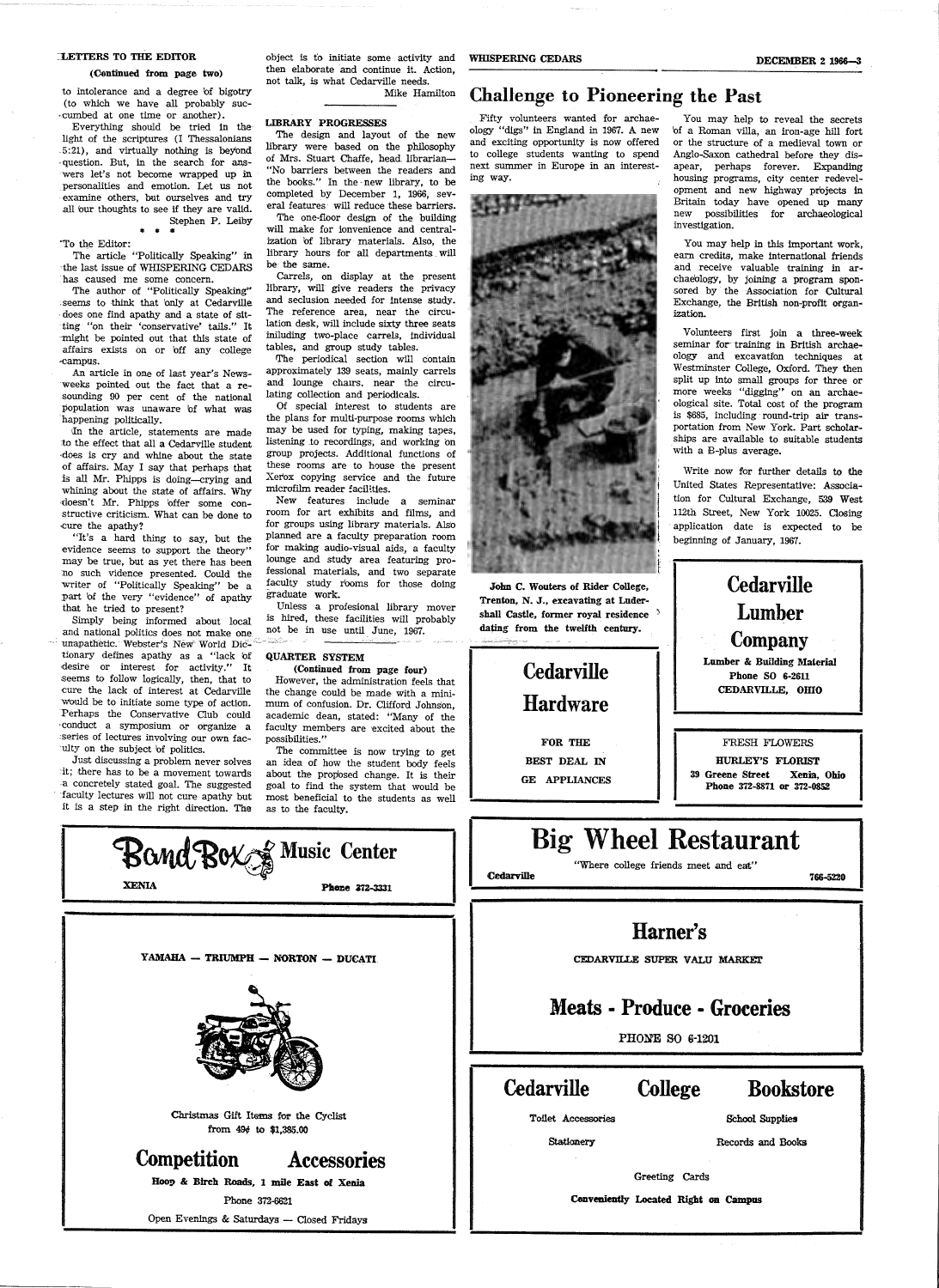## LETTERS TO THE EDITOR

**(Continued from page two)**

to intolerance and a degree of bigotry (to which we have all probably succumbed at one time or another).

Everything should be tried in the light of the scriptures (I Thessalonians 5:21), and virtually nothing is beyond question. But, in the search for answers let's not become wrapped up in personalities and emotion. Let us not examine others, but ourselves and try all our thoughts to see if they are valid.

Stephen P. Leiby

\* \* \*

To the Editor:

The article "Politically Speaking" in the last issue of WHISPERING CEDARS has caused me some concern.

The author of "Politically Speaking" seems to think that only at Cedarville does one find apathy and a state of sitting "on their 'conservative' tails." It might be pointed out that this state of affairs exists on or off any college campus.

An article in one of last year's Newsweeks pointed out the fact that a resounding 90 per cent of the national population was unaware of what was happening politically.

In the article, statements are made to the effect that all a Cedarville student does is cry and whine about the state of affairs. May I say that perhaps that is all Mr. Phipps is doing—crying and whining about the state of affairs. Why doesn't Mr. Phipps offer some constructive criticism. What can be done to cure the apathy?

"It's a hard thing to say, but the evidence seems to support the theory" may be true, but as yet there has been no such vidence presented. Could the writer of "Politically Speaking" be a part of the very "evidence" of apathy that he tried to present?

Simply being informed about local and national politics does not make one unapathetic. Webster's New World Dictionary defines apathy as a "lack of desire or interest for activity." It seems to follow logically, then, that to cure the lack of interest at Cedarville would be to initiate some type of action. Perhaps the Conservative Club could conduct a symposium or organize a series of lectures involving our own faculty on the subject of politics.

Just discussing a problem never solves it; there has to be a movement towards a concretely stated goal. The suggested faculty lectures will not cure apathy but it is a step in the right direction. The object is to initiate some activity and then elaborate and continue it. Action, not talk, is what Cedarville needs.

Mike Hamilton

## LIBRARY PROGRESSES

The design and layout of the new library were based on the philosophy of Mrs. Stuart Chaffe, head librarian—"No barriers between the readers and the books." In the new library, to be completed by December 1, 1966, several features will reduce these barriers.

The one-floor design of the building will make for ionvenience and centralization of library materials. Also, the library hours for all departments will be the same.

Carrels, on display at the present library, will give readers the privacy and seclusion needed for intense study. The reference area, near the circulation desk, will include sixty three seats iniluding two-place carrels, individual tables, and group study tables.

The periodical section will contain approximately 139 seats, mainly carrels and lounge chairs, near the circulating collection and periodicals.

Of special interest to students are the plans for multi-purpose rooms which may be used for typing, making tapes, listening to recordings, and working on group projects. Additional functions of these rooms are to house the present Xerox copying service and the future microfilm reader facilities.

New features include a seminar room for art exhibits and films, and for groups using library materials. Also planned are a faculty preparation room for making audio-visual aids, a faculty lounge and study area featuring professional materials, and two separate faculty study rooms for those doing graduate work.

Unless a profesional library mover is hired, these facilities will probably not be in use until June, 1967.

## QUARTER SYSTEM

**(Continued from page four)**

However, the administration feels that the change could be made with a minimum of confusion. Dr. Clifford Johnson, academic dean, stated: "Many of the faculty members are excited about the possibilities."

The committee is now trying to get an idea of how the student body feels about the proposed change. It is their goal to find the system that would be most beneficial to the students as well as to the faculty.

# Challenge to Pioneering the Past

Fifty volunteers wanted for archaeology "digs" in England in 1967. A new and exciting opportunity is now offered to college students wanting to spend next summer in Europe in an interesting way.

**John C. Wouters of Rider College, Trenton, N. J., excavating at Ludershall Castle, former royal residence dating from the twelfth century.**

You may help to reveal the secrets of a Roman villa, an iron-age hill fort or the structure of a medieval town or Anglo-Saxon cathedral before they disapear, perhaps forever. Expanding housing programs, city center redevelopment and new highway projects in Britain today have opened up many new possibilities for archaeological investigation.

You may help in this important work, earn credits, make international friends and receive valuable training in archaeology, by joining a program sponsored by the Association for Cultural Exchange, the British non-profit organization.

Volunteers first join a three-week seminar for training in British archaeology and excavation techniques at Westminster College, Oxford. They then split up into small groups for three or more weeks "digging" on an archaeological site. Total cost of the program is $685, including round-trip air transportation from New York. Part scholarships are available to suitable students with a B-plus average.

Write now for further details to the United States Representative: Association for Cultural Exchange, 539 West 112th Street, New York 10025. Closing application date is expected to be beginning of January, 1967.

---

**Cedarville Hardware**

FOR THE BEST DEAL IN GE APPLIANCES

---

**Cedarville Lumber Company**

**Lumber & Building Material**
**Phone SO 6-2611**
**CEDARVILLE, OHIO**

---

FRESH FLOWERS
**HURLEY'S FLORIST**
**39 Greene Street Xenia, Ohio**
**Phone 372-8871 or 372-0852**

---

**BandBox Music Center**

XENIA Phone 372-3331

---

YAMAHA — TRIUMPH — NORTON — DUCATI

Christmas Gift Items for the Cyclist
from 49¢ to $1,385.00

**Competition Accessories**

**Hoop & Birch Roads, 1 mile East of Xenia**

Phone 372-6621

Open Evenings & Saturdays — Closed Fridays

---

**Big Wheel Restaurant**

"Where college friends meet and eat"

Cedarville 766-5220

---

**Harner's**

CEDARVILLE SUPER VALU MARKET

**Meats - Produce - Groceries**

PHONE SO 6-1201

---

**Cedarville College Bookstore**

Toilet Accessories — School Supplies

Stationery — Records and Books

Greeting Cards

**Conveniently Located Right on Campus**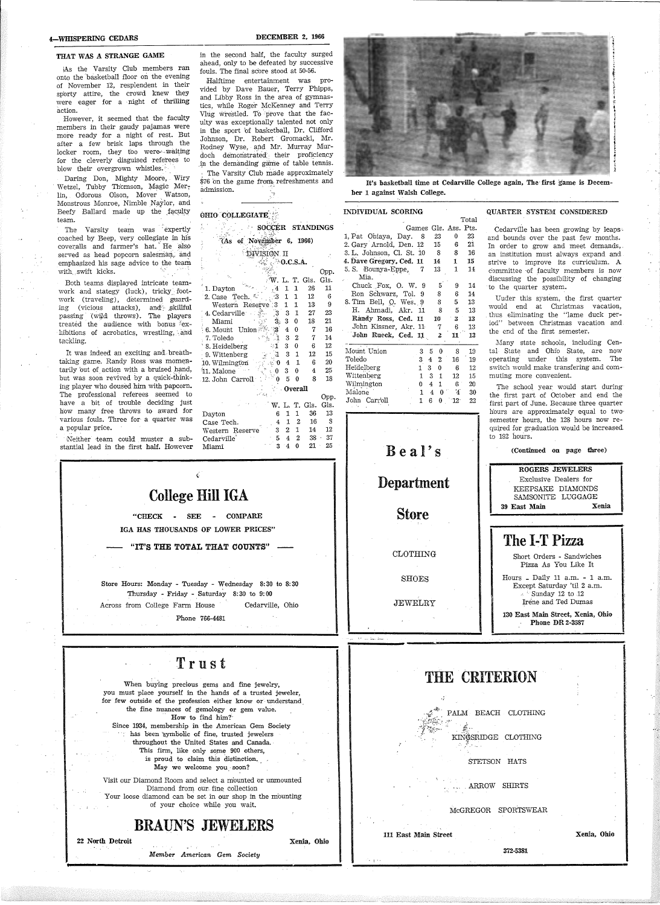## THAT WAS A STRANGE GAME

As the Varsity Club members ran onto the basketball floor on the evening of November 12, resplendent in their sporty attire, the crowd knew they were eager for a night of thrilling action.

However, it seemed that the faculty members in their gaudy pajamas were more ready for a night of rest. But after a few brisk laps through the locker room, they too were waiting for the cleverly disguised referees to blow their overgrown whistles.

Daring Don, Mighty Moore, Wiry Wetzel, Tubby Thomson, Magic Merlin, Odorous Olson, Mover Watson, Monstrous Monroe, Nimble Naylor, and Beefy Ballard made up the faculty team.

The Varsity team was expertly coached by Beep, very collegiate in his coveralls and farmer's hat. He also served as head popcorn salesman, and emphasized his sage advice to the team with swift kicks.

Both teams displayed intricate teamwork and stategy (luck), tricky footwork (traveling), determined guarding (vicious attacks), and skillful passing (wild throws). The players treated the audience with bonus exhibitions of acrobatics, wrestling, and tackling.

It was indeed an exciting and breathtaking game. Randy Ross was momentarily out of action with a bruised hand, but was soon revived by a quick-thinking player who doused him with papcorn. The professional referees seemed to have a bit of trouble deciding just how many free throws to award for various fouls. Three for a quarter was a popular price.

Neither team could muster a substantial lead in the first half. However in the second half, the faculty surged ahead, only to be defeated by successive fouls. The final score stood at 50-56.

Halftime entertainment was provided by Dave Bauer, Terry Phipps, and Libby Ross in the area of gymnastics, while Roger McKenney and Terry Vlug wrestled. To prove that the faculty was exceptionally talented not only in the sport of basketball, Dr. Clifford Johnson, Dr. Robert Gromacki, Mr. Rodney Wyse, and Mr. Murray Murdoch demonstrated their proficiency in the demanding game of table tennis.

The Varsity Club made approximately $76 on the game from refreshments and admission.

## OHIO COLLEGIATE SOCCER STANDINGS

(As of November 6, 1966)

DIVISION II

O.C.S.A.

| | W. | L. | T. | Gls. | Opp. Gls. |
|---|---|---|---|---|---|
| 1. Dayton | 4 | 1 | 1 | 26 | 11 |
| 2. Case Tech. | 3 | 1 | 1 | 12 | 6 |
| Western Reserve | 3 | 1 | 1 | 13 | 9 |
| 4. Cedarville | 3 | 3 | 1 | 27 | 23 |
| Miami | 3 | 3 | 0 | 18 | 21 |
| 6. Mount Union | 3 | 4 | 0 | 7 | 16 |
| 7. Toledo | 1 | 3 | 2 | 7 | 14 |
| 8. Heidelberg | 1 | 3 | 0 | 6 | 12 |
| 9. Wittenberg | 1 | 3 | 1 | 12 | 15 |
| 10. Wilmington | 0 | 4 | 1 | 6 | 20 |
| 11. Malone | 0 | 3 | 0 | 4 | 25 |
| 12. John Carroll | 0 | 5 | 0 | 8 | 18 |

Overall

| | W. | L. | T. | Gls. | Opp. Gls. |
|---|---|---|---|---|---|
| Dayton | 6 | 1 | 1 | 36 | 13 |
| Case Tech. | 4 | 1 | 2 | 16 | 8 |
| Western Reserve | 3 | 2 | 1 | 14 | 12 |
| Cedarville | 5 | 4 | 2 | 38 | 37 |
| Miami | 3 | 4 | 0 | 21 | 25 |
| Mount Union | 3 | 5 | 0 | 8 | 19 |
| Toledo | 3 | 4 | 2 | 16 | 19 |
| Heidelberg | 1 | 3 | 0 | 6 | 12 |
| Wittenberg | 1 | 3 | 1 | 12 | 15 |
| Wilmington | 0 | 4 | 1 | 6 | 20 |
| Malone | 1 | 4 | 0 | 4 | 30 |
| John Carroll | 1 | 6 | 0 | 12 | 22 |

It's basketball time at Cedarville College again. The first game is December 1 against Walsh College.

## INDIVIDUAL SCORING

| | Games | Gls. | Ass. | Total Pts. |
|---|---|---|---|---|
| 1. Pat Obiaya, Day. | 8 | 23 | 0 | 23 |
| 2. Gary Arnold, Den. | 12 | 15 | 6 | 21 |
| 3. L. Johnson, Cl. St. | 10 | 8 | 8 | 16 |
| **4. Dave Gregory, Ced.** | **11** | **14** | **1** | **15** |
| 5. S. Bounya-Eppe, Mia. | 7 | 13 | 1 | 14 |
| Chuck Fox, O. W. | 9 | 5 | 9 | 14 |
| Ron Schwarz, Tol. | 9 | 8 | 6 | 14 |
| 8. Tim Bell, O. Wes. | 9 | 8 | 5 | 13 |
| H. Ahmadi, Akr. | 11 | 8 | 5 | 13 |
| **Randy Ross, Ced.** | **11** | **10** | **3** | **13** |
| John Kissner, Akr. | 11 | 7 | 6 | 13 |
| **John Rueck, Ced.** | **11** | **2** | **11** | **13** |

## QUARTER SYSTEM CONSIDERED

Cedarville has been growing by leaps and bounds over the past few months. In order to grow and meet demands, an institution must always expand and strive to improve its curriculum. A committee of faculty members is now discussing the possibility of changing to the quarter system.

Under this system, the first quarter would end at Christmas vacation, thus eliminating the "lame duck period" between Christmas vacation and the end of the first semester.

Many state schools, including Central State and Ohio State, are now operating under this system. The switch would make transfering and commuting more convenient.

The school year would start during the first part of October and end the first part of June. Because three quarter hours are approximately equal to two semester hours, the 128 hours now required for graduation would be increased to 192 hours.

**(Continued on page three)**

---

**Beal's Department Store**

CLOTHING

SHOES

JEWELRY

---

**ROGERS JEWELERS**

Exclusive Dealers for

KEEPSAKE DIAMONDS

SAMSONITE LUGGAGE

39 East Main — Xenia

---

**The I-T Pizza**

Short Orders - Sandwiches

Pizza As You Like It

Hours - Daily 11 a.m. - 1 a.m.

Except Saturday 'til 2 a.m.

Sunday 12 to 12

Irene and Ted Dumas

130 East Main Street, Xenia, Ohio

Phone DR 2-3537

---

**College Hill IGA**

"CHECK - SEE - COMPARE

IGA HAS THOUSANDS OF LOWER PRICES"

— "IT'S THE TOTAL THAT COUNTS" —

Store Hours: Monday - Tuesday - Wednesday 8:30 to 8:30

Thursday - Friday - Saturday 8:30 to 9:00

Across from College Farm House — Cedarville, Ohio

Phone 766-4481

---

**Trust**

When buying precious gems and fine jewelry,
you must place yourself in the hands of a trusted jeweler,
for few outside of the profession either know or understand
the fine nuances of gemology or gem value.
How to find him?
Since 1934, membership in the American Gem Society
has been symbolic of fine, trusted jewelers
throughout the United States and Canada.
This firm, like only some 900 others,
is proud to claim this distinction.
May we welcome you soon?

Visit our Diamond Room and select a mounted or unmounted
Diamond from our fine collection
Your loose diamond can be set in our shop in the mounting
of your choice while you wait.

**BRAUN'S JEWELERS**

22 North Detroit — Xenia, Ohio

*Member American Gem Society*

---

**THE CRITERION**

PALM BEACH CLOTHING

KINGSRIDGE CLOTHING

STETSON HATS

ARROW SHIRTS

McGREGOR SPORTSWEAR

111 East Main Street — Xenia, Ohio

372-5381